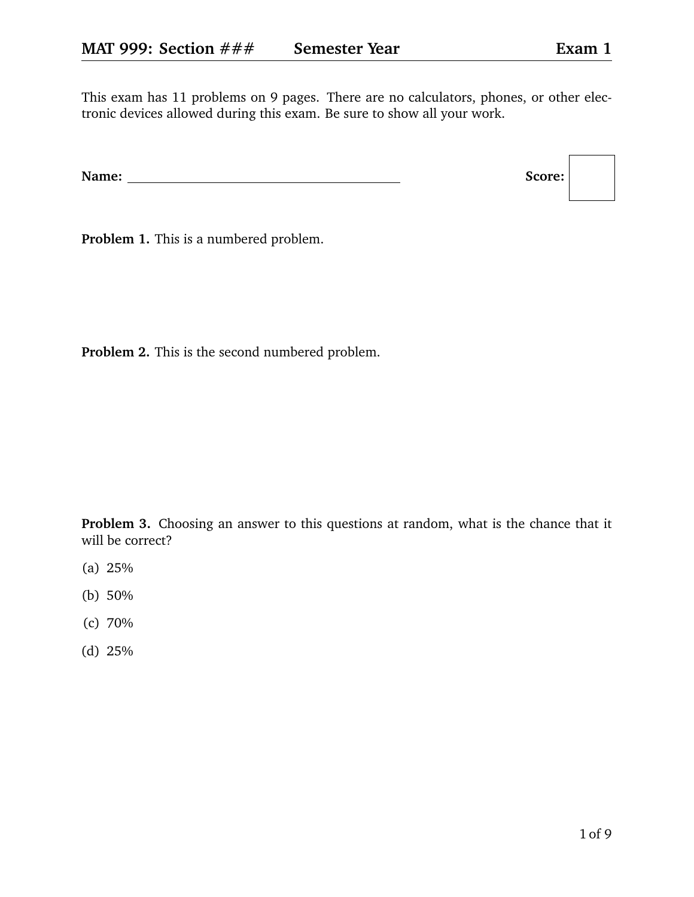**MAT 999: Section ###**　　**Semester Year**　　**Exam 1**

This exam has 11 problems on 9 pages. There are no calculators, phones, or other electronic devices allowed during this exam. Be sure to show all your work.

**Name:** ______________________________　　**Score:** ☐

**Problem 1.** This is a numbered problem.

**Problem 2.** This is the second numbered problem.

**Problem 3.** Choosing an answer to this questions at random, what is the chance that it will be correct?

(a) 25%

(b) 50%

(c) 70%

(d) 25%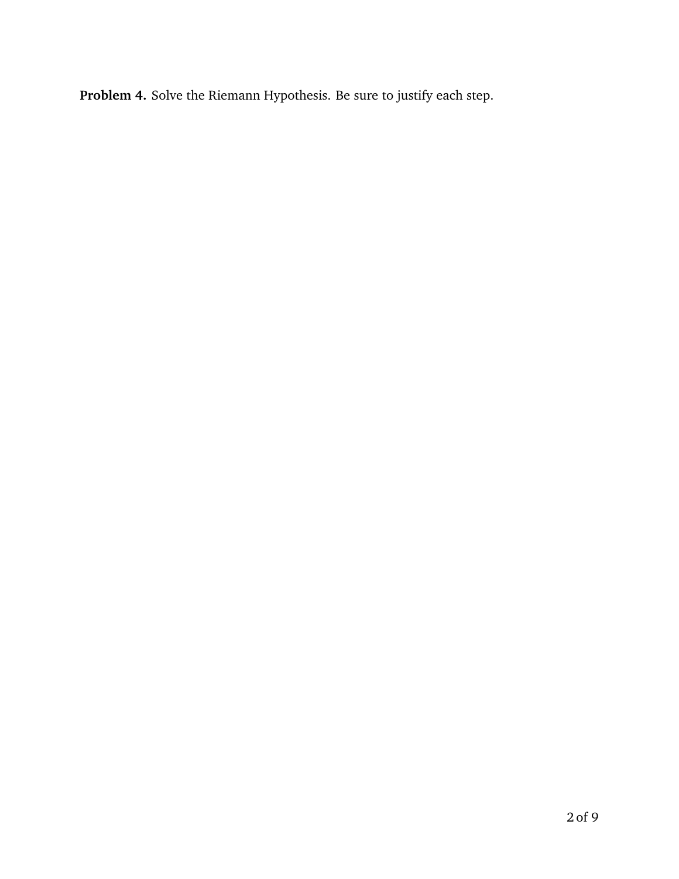**Problem 4.** Solve the Riemann Hypothesis. Be sure to justify each step.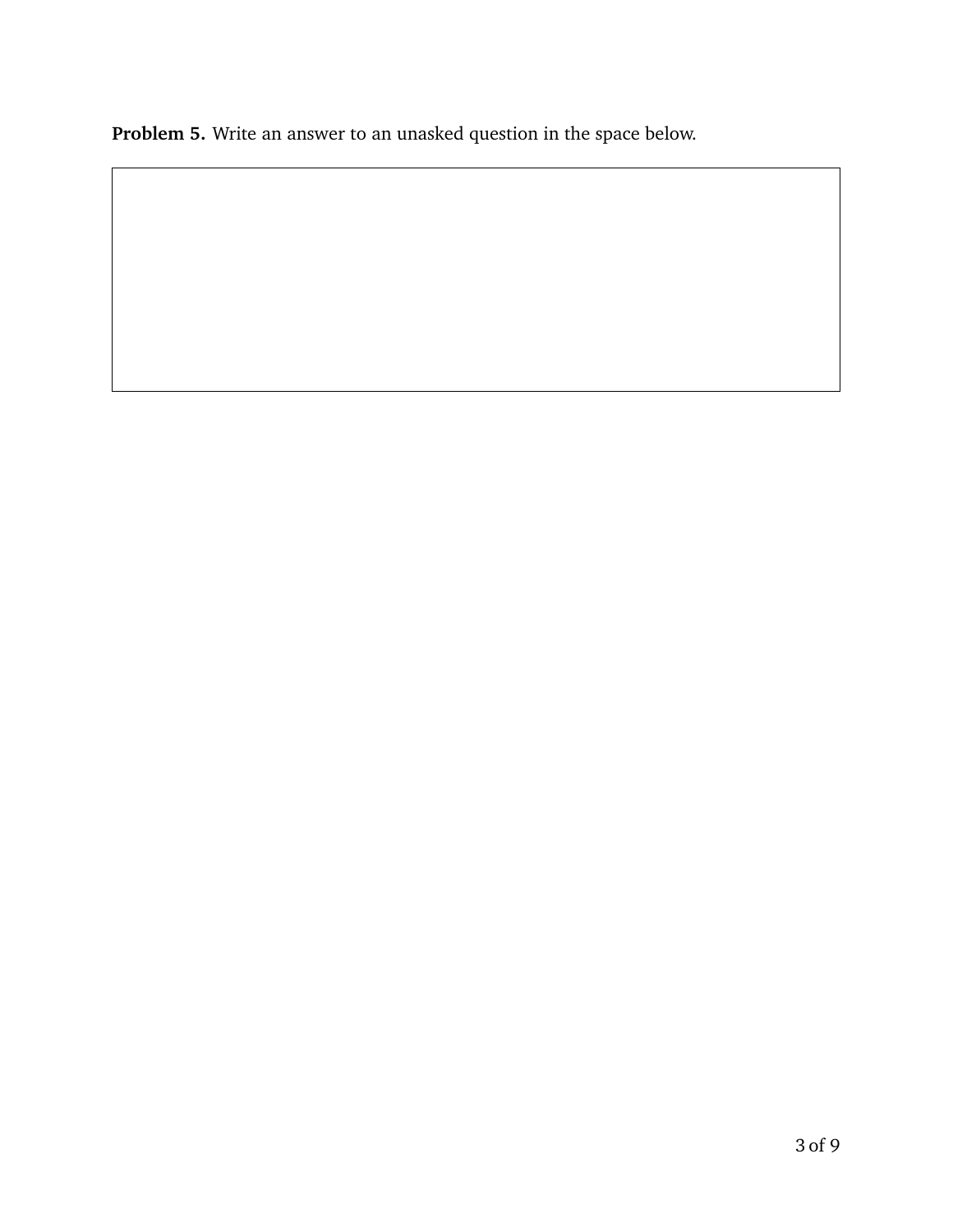**Problem 5.** Write an answer to an unasked question in the space below.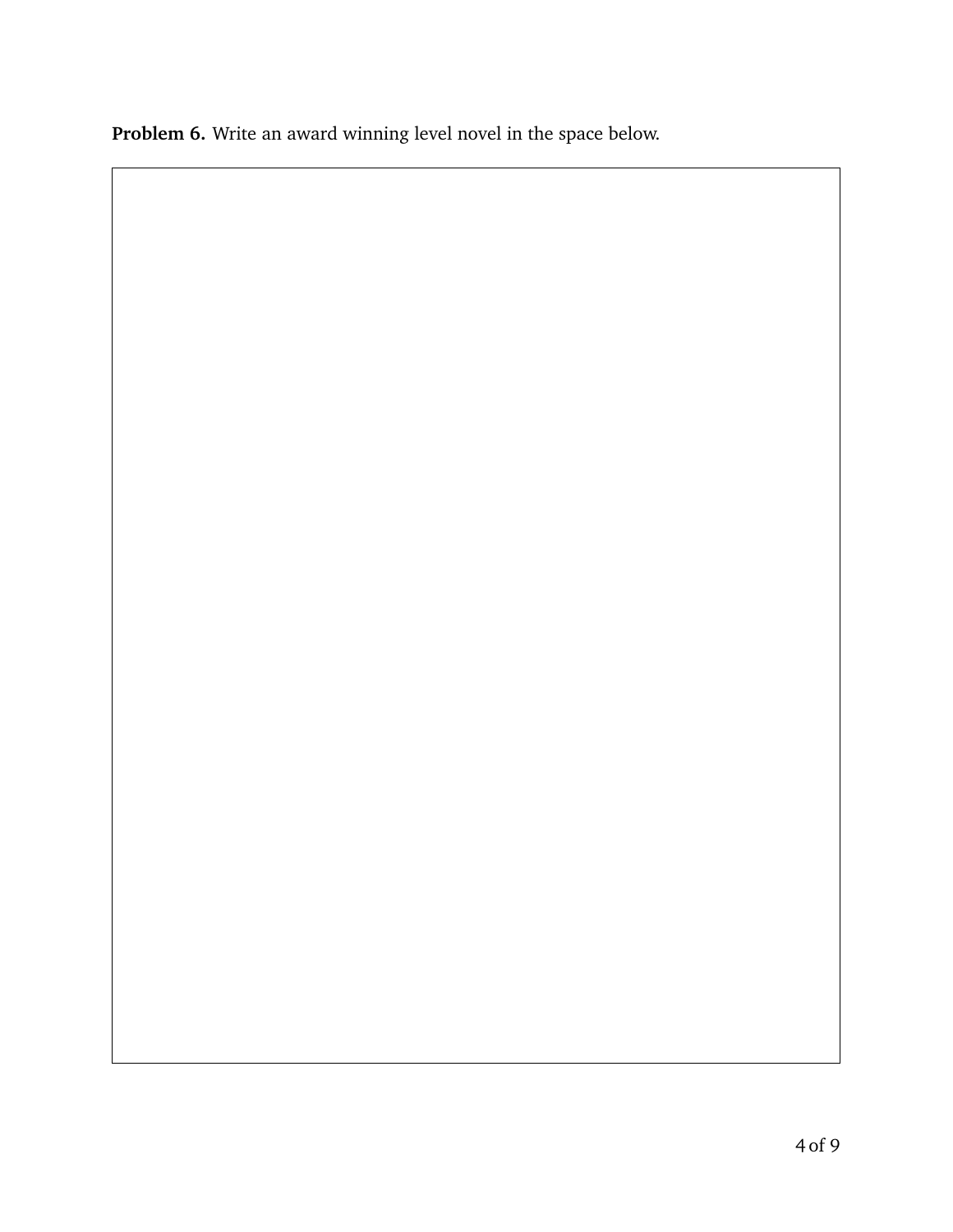**Problem 6.** Write an award winning level novel in the space below.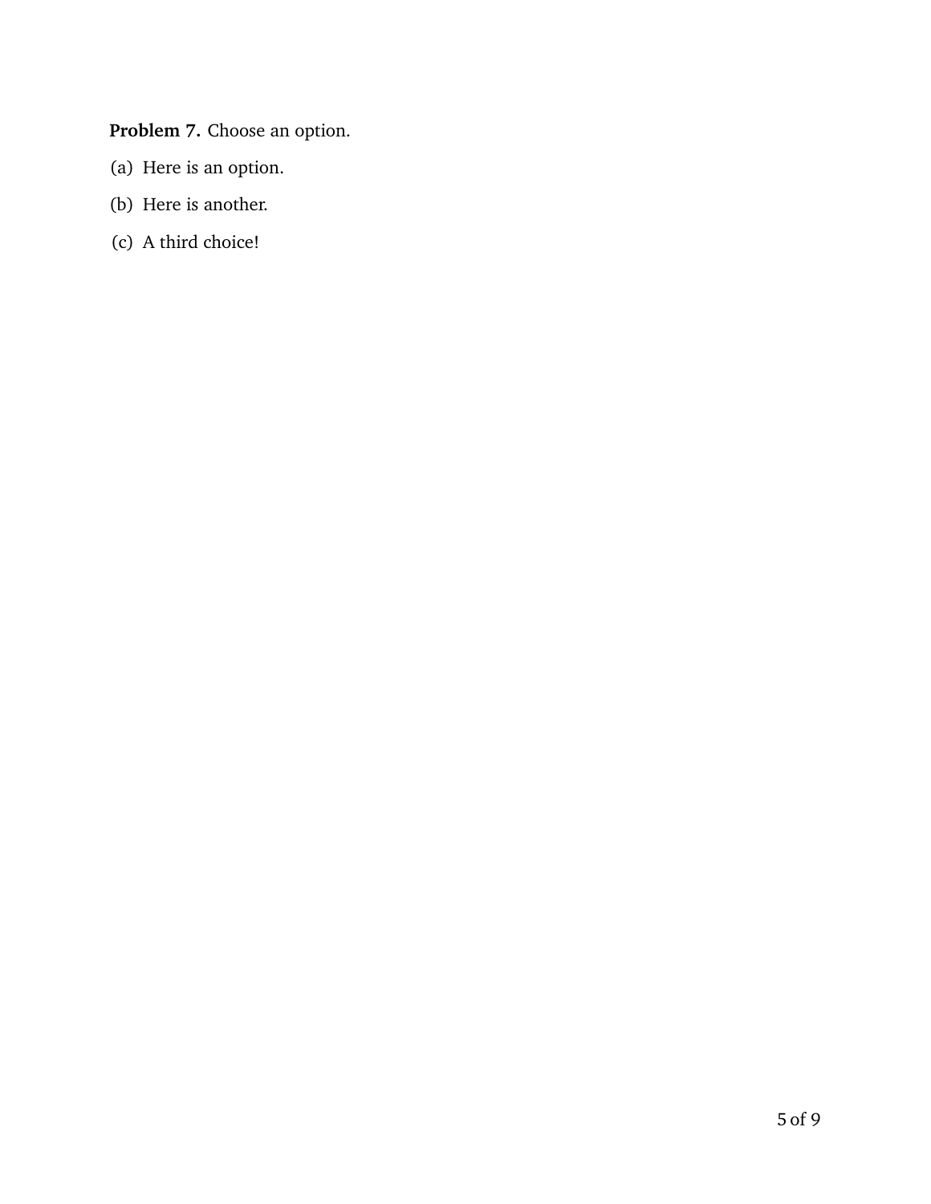**Problem 7.** Choose an option.

(a) Here is an option.

(b) Here is another.

(c) A third choice!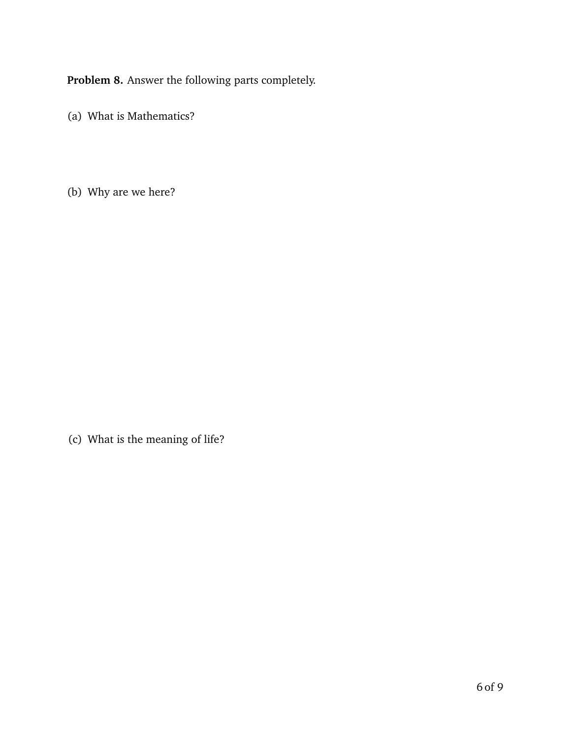**Problem 8.** Answer the following parts completely.

(a) What is Mathematics?

(b) Why are we here?

(c) What is the meaning of life?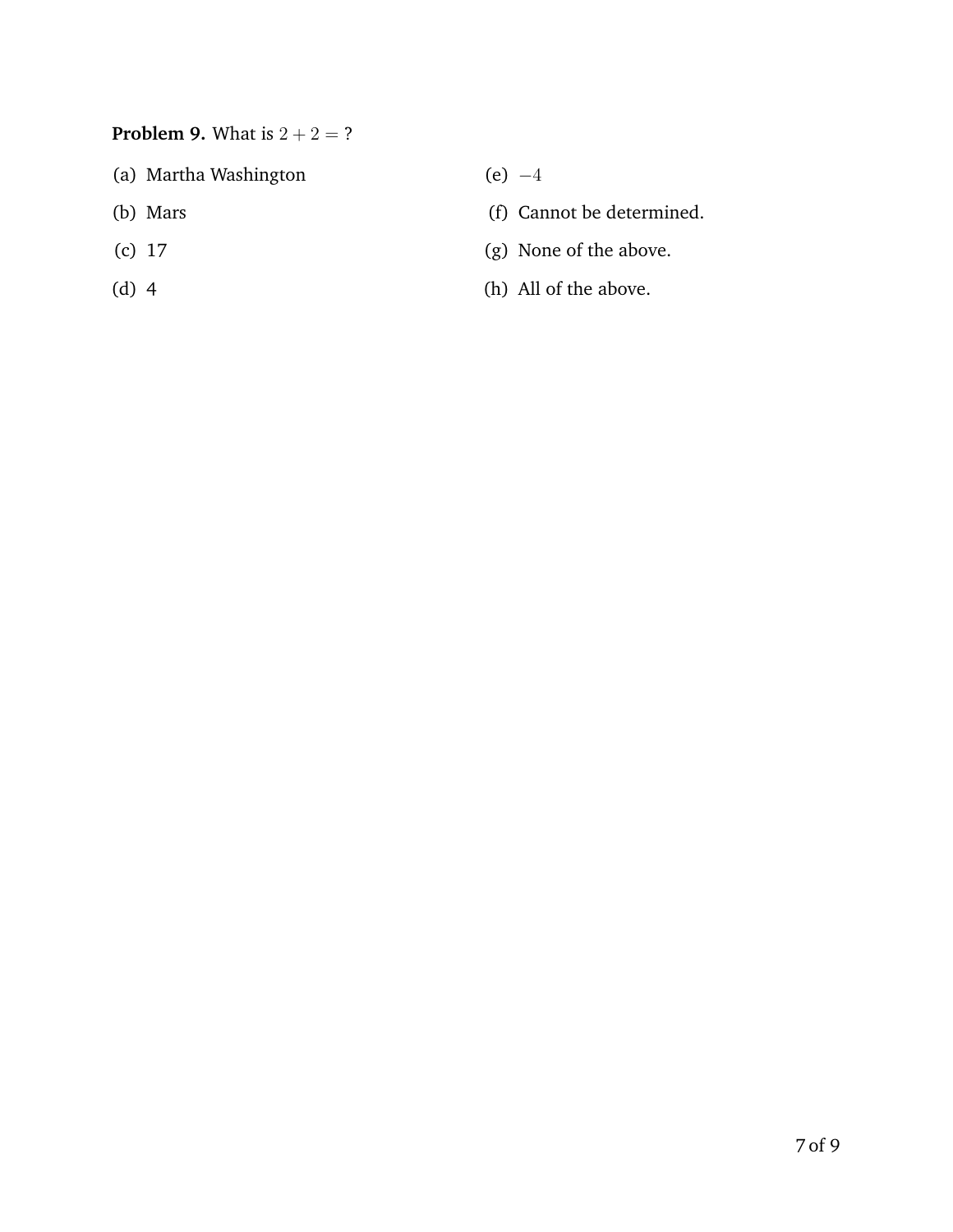**Problem 9.** What is $2 + 2 =$ ?

(a) Martha Washington

(b) Mars

(c) 17

(d) 4

(e) $-4$

(f) Cannot be determined.

(g) None of the above.

(h) All of the above.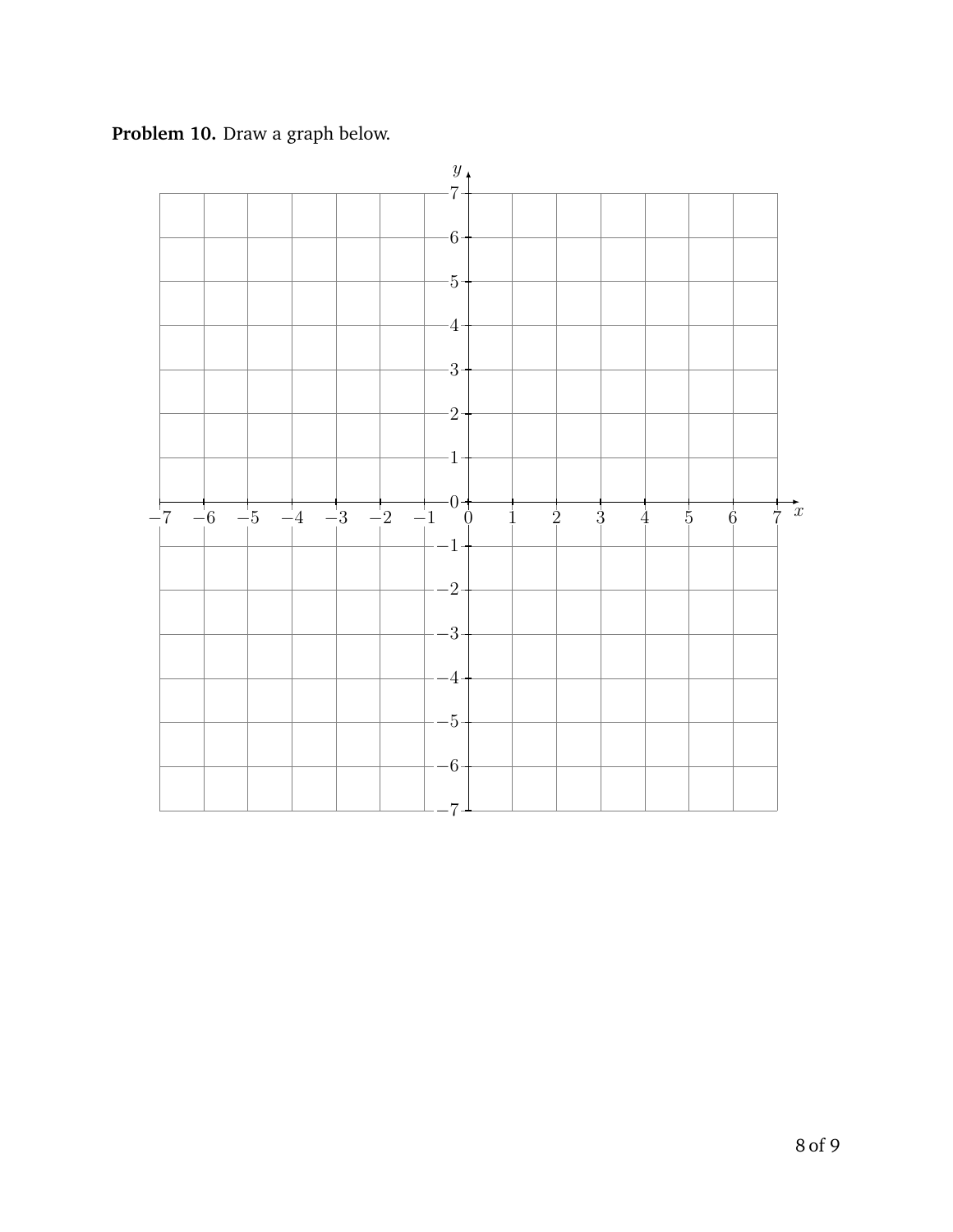**Problem 10.** Draw a graph below.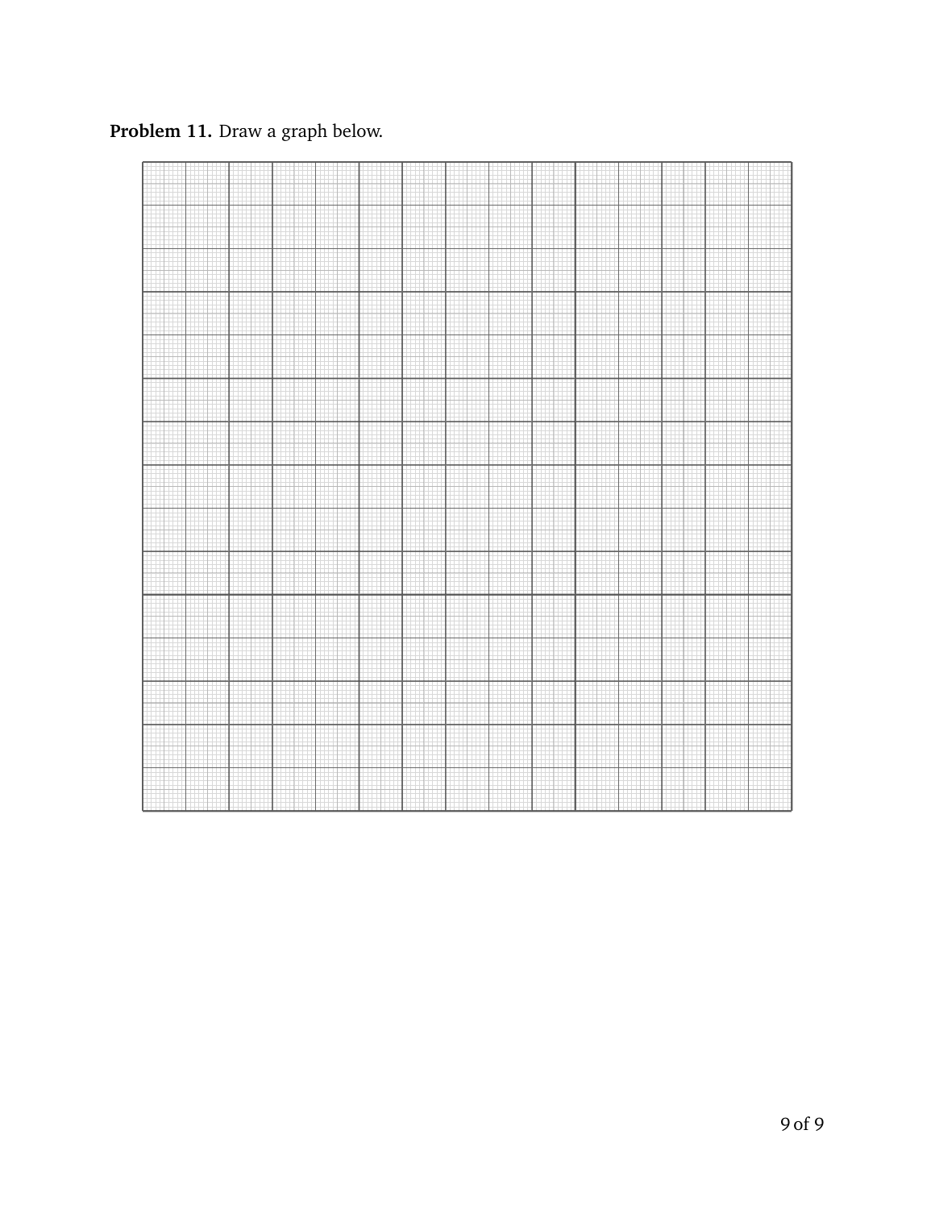**Problem 11.** Draw a graph below.